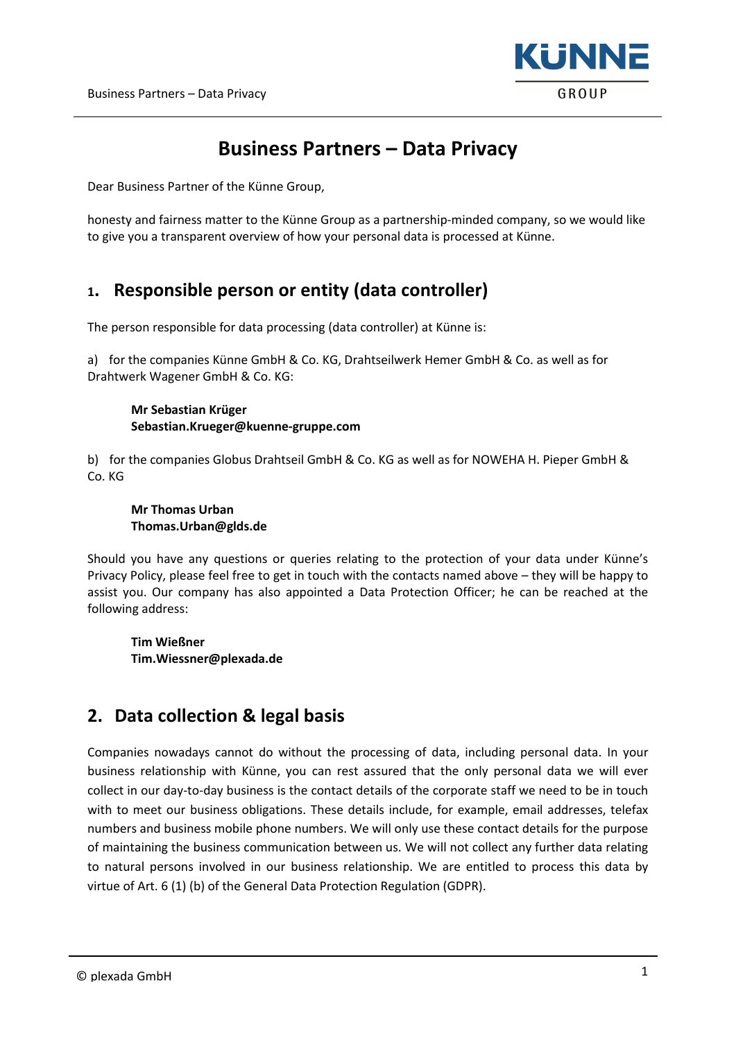# Business Partners – Data Privacy

Dear Business Partner of the Künne Group,

honesty and fairness matter to the Künne Group as a partnership-minded company, so we would like to give you a transparent overview of how your personal data is processed at Künne.

## 1. Responsible person or entity (data controller)

The person responsible for data processing (data controller) at Künne is:

a) for the companies Künne GmbH & Co. KG, Drahtseilwerk Hemer GmbH & Co. as well as for Drahtwerk Wagener GmbH & Co. KG:

> **Mr Sebastian Krüger**
> **Sebastian.Krueger@kuenne-gruppe.com**

b) for the companies Globus Drahtseil GmbH & Co. KG as well as for NOWEHA H. Pieper GmbH & Co. KG

> **Mr Thomas Urban**
> **Thomas.Urban@glds.de**

Should you have any questions or queries relating to the protection of your data under Künne's Privacy Policy, please feel free to get in touch with the contacts named above – they will be happy to assist you. Our company has also appointed a Data Protection Officer; he can be reached at the following address:

> **Tim Wießner**
> **Tim.Wiessner@plexada.de**

## 2. Data collection & legal basis

Companies nowadays cannot do without the processing of data, including personal data. In your business relationship with Künne, you can rest assured that the only personal data we will ever collect in our day-to-day business is the contact details of the corporate staff we need to be in touch with to meet our business obligations. These details include, for example, email addresses, telefax numbers and business mobile phone numbers. We will only use these contact details for the purpose of maintaining the business communication between us. We will not collect any further data relating to natural persons involved in our business relationship. We are entitled to process this data by virtue of Art. 6 (1) (b) of the General Data Protection Regulation (GDPR).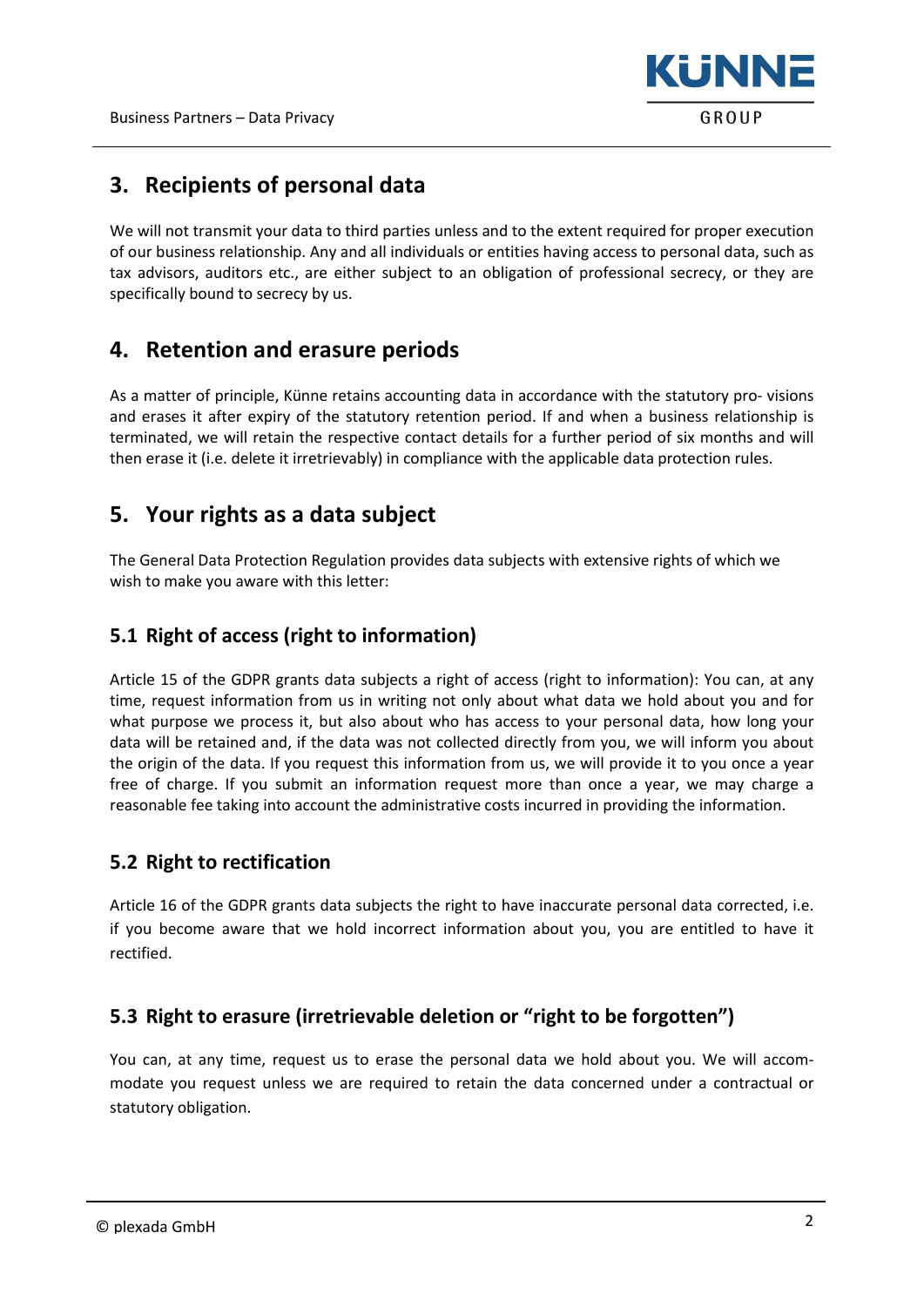## 3. Recipients of personal data

We will not transmit your data to third parties unless and to the extent required for proper execution of our business relationship. Any and all individuals or entities having access to personal data, such as tax advisors, auditors etc., are either subject to an obligation of professional secrecy, or they are specifically bound to secrecy by us.

## 4. Retention and erasure periods

As a matter of principle, Künne retains accounting data in accordance with the statutory pro- visions and erases it after expiry of the statutory retention period. If and when a business relationship is terminated, we will retain the respective contact details for a further period of six months and will then erase it (i.e. delete it irretrievably) in compliance with the applicable data protection rules.

## 5. Your rights as a data subject

The General Data Protection Regulation provides data subjects with extensive rights of which we wish to make you aware with this letter:

### 5.1 Right of access (right to information)

Article 15 of the GDPR grants data subjects a right of access (right to information): You can, at any time, request information from us in writing not only about what data we hold about you and for what purpose we process it, but also about who has access to your personal data, how long your data will be retained and, if the data was not collected directly from you, we will inform you about the origin of the data. If you request this information from us, we will provide it to you once a year free of charge. If you submit an information request more than once a year, we may charge a reasonable fee taking into account the administrative costs incurred in providing the information.

### 5.2 Right to rectification

Article 16 of the GDPR grants data subjects the right to have inaccurate personal data corrected, i.e. if you become aware that we hold incorrect information about you, you are entitled to have it rectified.

### 5.3 Right to erasure (irretrievable deletion or "right to be forgotten")

You can, at any time, request us to erase the personal data we hold about you. We will accom- modate you request unless we are required to retain the data concerned under a contractual or statutory obligation.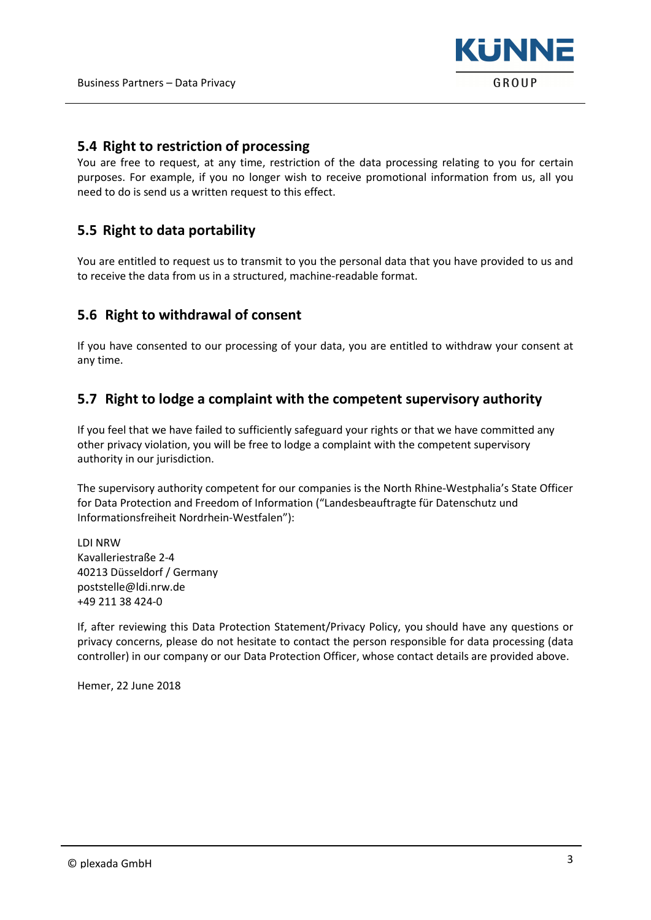## 5.4 Right to restriction of processing

You are free to request, at any time, restriction of the data processing relating to you for certain purposes. For example, if you no longer wish to receive promotional information from us, all you need to do is send us a written request to this effect.

## 5.5 Right to data portability

You are entitled to request us to transmit to you the personal data that you have provided to us and to receive the data from us in a structured, machine-readable format.

## 5.6 Right to withdrawal of consent

If you have consented to our processing of your data, you are entitled to withdraw your consent at any time.

## 5.7 Right to lodge a complaint with the competent supervisory authority

If you feel that we have failed to sufficiently safeguard your rights or that we have committed any other privacy violation, you will be free to lodge a complaint with the competent supervisory authority in our jurisdiction.

The supervisory authority competent for our companies is the North Rhine-Westphalia's State Officer for Data Protection and Freedom of Information ("Landesbeauftragte für Datenschutz und Informationsfreiheit Nordrhein-Westfalen"):

LDI NRW
Kavalleriestraße 2-4
40213 Düsseldorf / Germany
poststelle@ldi.nrw.de
+49 211 38 424-0

If, after reviewing this Data Protection Statement/Privacy Policy, you should have any questions or privacy concerns, please do not hesitate to contact the person responsible for data processing (data controller) in our company or our Data Protection Officer, whose contact details are provided above.

Hemer, 22 June 2018